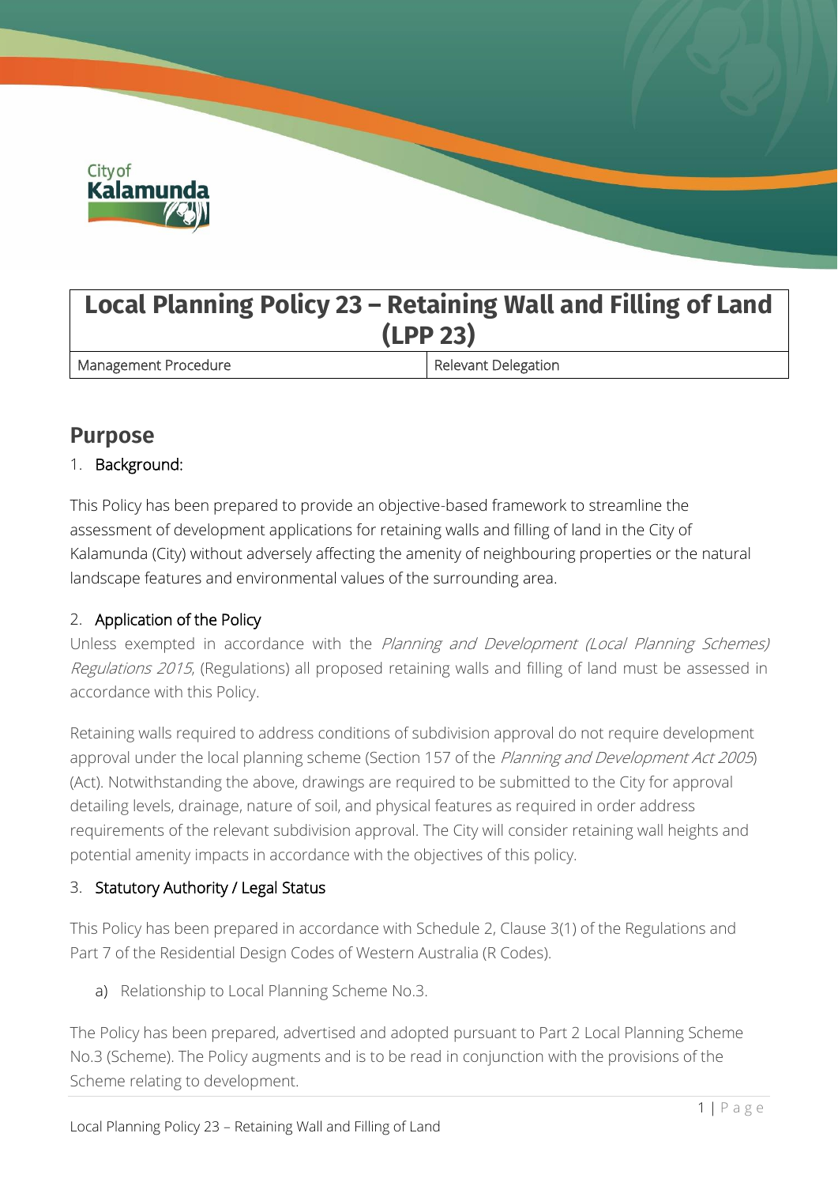# Local Planning Policy 23 – Retaining Wall and Filling of Land (LPP 23)

| Management Procedure | Relevant Delegation |
| --- | --- |

## Purpose

1. Background:

This Policy has been prepared to provide an objective-based framework to streamline the assessment of development applications for retaining walls and filling of land in the City of Kalamunda (City) without adversely affecting the amenity of neighbouring properties or the natural landscape features and environmental values of the surrounding area.

2. Application of the Policy

Unless exempted in accordance with the *Planning and Development (Local Planning Schemes) Regulations 2015*, (Regulations) all proposed retaining walls and filling of land must be assessed in accordance with this Policy.

Retaining walls required to address conditions of subdivision approval do not require development approval under the local planning scheme (Section 157 of the *Planning and Development Act 2005*) (Act). Notwithstanding the above, drawings are required to be submitted to the City for approval detailing levels, drainage, nature of soil, and physical features as required in order address requirements of the relevant subdivision approval. The City will consider retaining wall heights and potential amenity impacts in accordance with the objectives of this policy.

3. Statutory Authority / Legal Status

This Policy has been prepared in accordance with Schedule 2, Clause 3(1) of the Regulations and Part 7 of the Residential Design Codes of Western Australia (R Codes).

a) Relationship to Local Planning Scheme No.3.

The Policy has been prepared, advertised and adopted pursuant to Part 2 Local Planning Scheme No.3 (Scheme). The Policy augments and is to be read in conjunction with the provisions of the Scheme relating to development.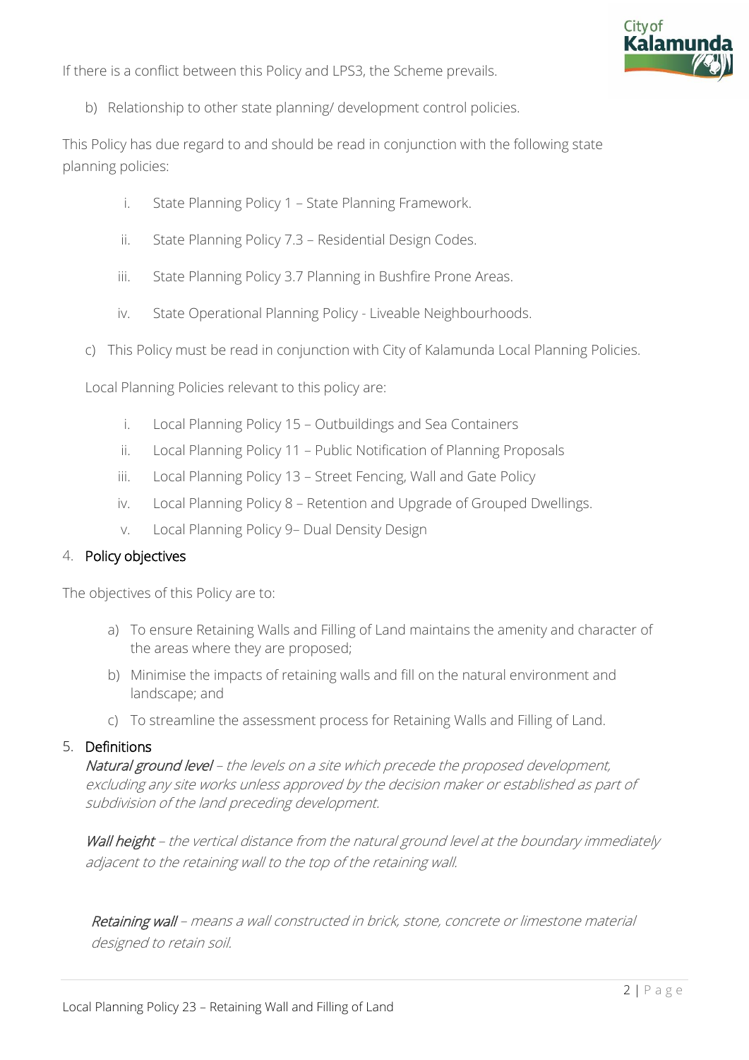If there is a conflict between this Policy and LPS3, the Scheme prevails.

b) Relationship to other state planning/ development control policies.

This Policy has due regard to and should be read in conjunction with the following state planning policies:

i. State Planning Policy 1 – State Planning Framework.

ii. State Planning Policy 7.3 – Residential Design Codes.

iii. State Planning Policy 3.7 Planning in Bushfire Prone Areas.

iv. State Operational Planning Policy - Liveable Neighbourhoods.

c) This Policy must be read in conjunction with City of Kalamunda Local Planning Policies.

Local Planning Policies relevant to this policy are:

i. Local Planning Policy 15 – Outbuildings and Sea Containers

ii. Local Planning Policy 11 – Public Notification of Planning Proposals

iii. Local Planning Policy 13 – Street Fencing, Wall and Gate Policy

iv. Local Planning Policy 8 – Retention and Upgrade of Grouped Dwellings.

v. Local Planning Policy 9– Dual Density Design

## 4. Policy objectives

The objectives of this Policy are to:

a) To ensure Retaining Walls and Filling of Land maintains the amenity and character of the areas where they are proposed;

b) Minimise the impacts of retaining walls and fill on the natural environment and landscape; and

c) To streamline the assessment process for Retaining Walls and Filling of Land.

## 5. Definitions

***Natural ground level*** *– the levels on a site which precede the proposed development, excluding any site works unless approved by the decision maker or established as part of subdivision of the land preceding development.*

***Wall height*** *– the vertical distance from the natural ground level at the boundary immediately adjacent to the retaining wall to the top of the retaining wall.*

***Retaining wall*** *– means a wall constructed in brick, stone, concrete or limestone material designed to retain soil.*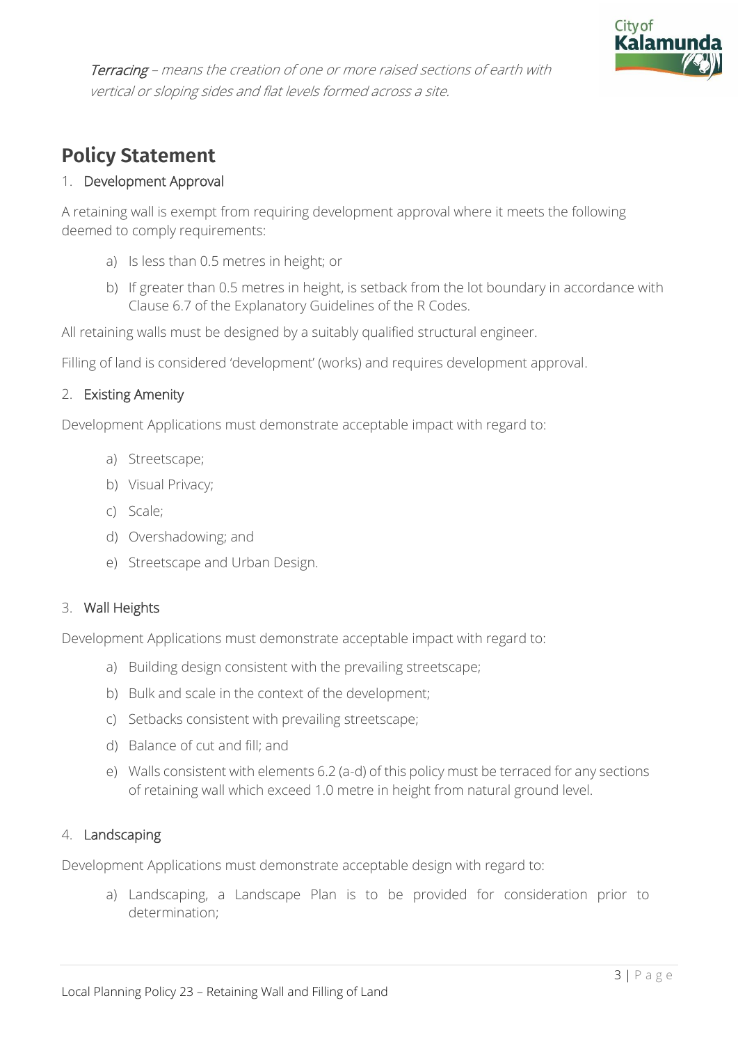*Terracing – means the creation of one or more raised sections of earth with vertical or sloping sides and flat levels formed across a site.*

## Policy Statement

1. Development Approval

A retaining wall is exempt from requiring development approval where it meets the following deemed to comply requirements:

a) Is less than 0.5 metres in height; or

b) If greater than 0.5 metres in height, is setback from the lot boundary in accordance with Clause 6.7 of the Explanatory Guidelines of the R Codes.

All retaining walls must be designed by a suitably qualified structural engineer.

Filling of land is considered 'development' (works) and requires development approval.

2. Existing Amenity

Development Applications must demonstrate acceptable impact with regard to:

a) Streetscape;

b) Visual Privacy;

c) Scale;

d) Overshadowing; and

e) Streetscape and Urban Design.

3. Wall Heights

Development Applications must demonstrate acceptable impact with regard to:

a) Building design consistent with the prevailing streetscape;

b) Bulk and scale in the context of the development;

c) Setbacks consistent with prevailing streetscape;

d) Balance of cut and fill; and

e) Walls consistent with elements 6.2 (a-d) of this policy must be terraced for any sections of retaining wall which exceed 1.0 metre in height from natural ground level.

4. Landscaping

Development Applications must demonstrate acceptable design with regard to:

a) Landscaping, a Landscape Plan is to be provided for consideration prior to determination;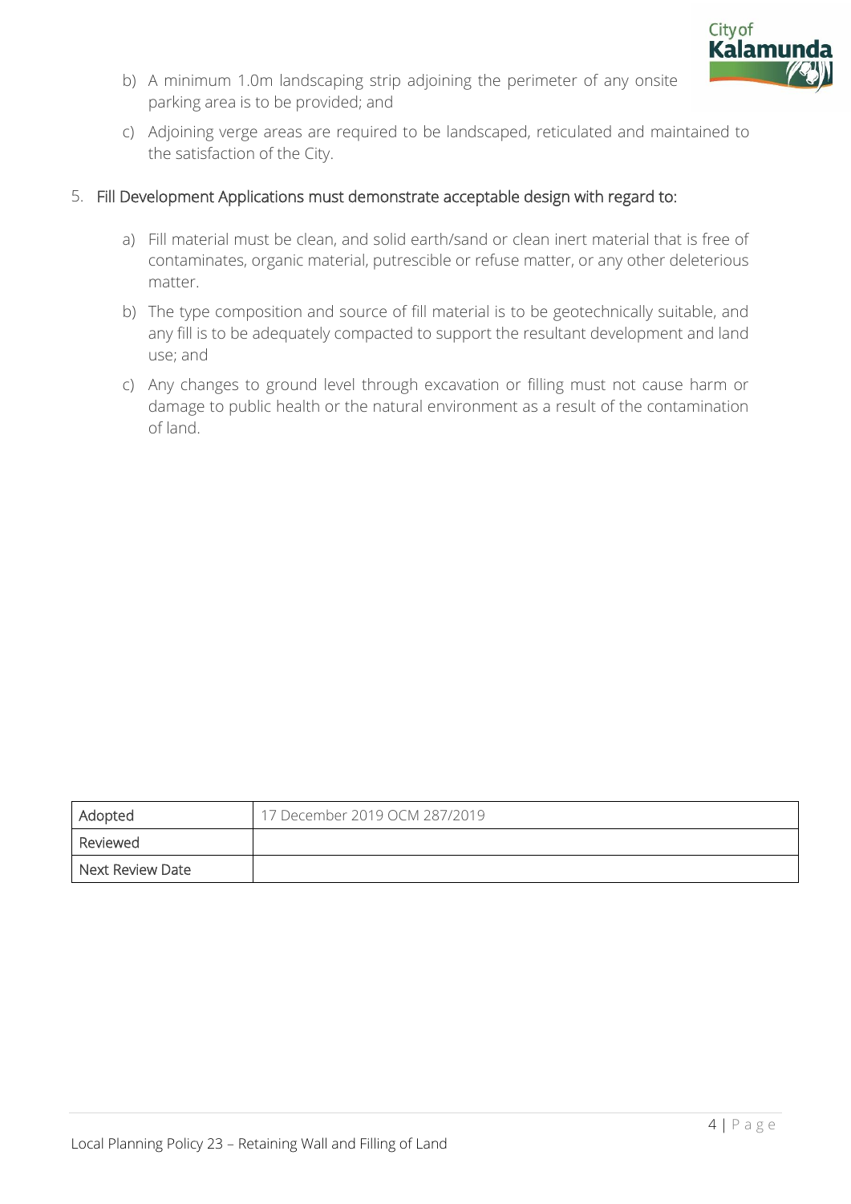b) A minimum 1.0m landscaping strip adjoining the perimeter of any onsite parking area is to be provided; and

c) Adjoining verge areas are required to be landscaped, reticulated and maintained to the satisfaction of the City.

5. Fill Development Applications must demonstrate acceptable design with regard to:

   a) Fill material must be clean, and solid earth/sand or clean inert material that is free of contaminates, organic material, putrescible or refuse matter, or any other deleterious matter.

   b) The type composition and source of fill material is to be geotechnically suitable, and any fill is to be adequately compacted to support the resultant development and land use; and

   c) Any changes to ground level through excavation or filling must not cause harm or damage to public health or the natural environment as a result of the contamination of land.

| | |
|---|---|
| Adopted | 17 December 2019 OCM 287/2019 |
| Reviewed | |
| Next Review Date | |